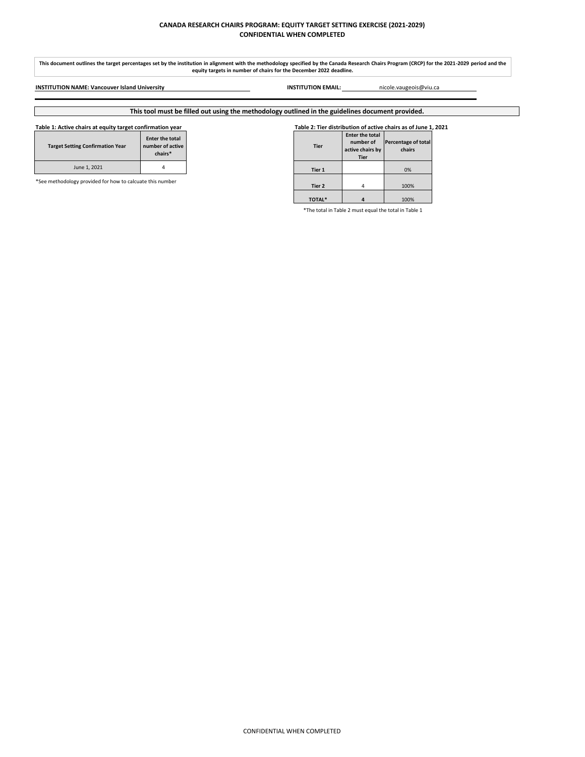# CANADA RESEARCH CHAIRS PROGRAM: EQUITY TARGET SETTING EXERCISE (2021-2029)
## CONFIDENTIAL WHEN COMPLETED

**This document outlines the target percentages set by the institution in alignment with the methodology specified by the Canada Research Chairs Program (CRCP) for the 2021-2029 period and the equity targets in number of chairs for the December 2022 deadline.**

**INSTITUTION NAME: Vancouver Island University**

**INSTITUTION EMAIL:** nicole.vaugeois@viu.ca

**This tool must be filled out using the methodology outlined in the guidelines document provided.**

**Table 1: Active chairs at equity target confirmation year**

| Target Setting Confirmation Year | Enter the total number of active chairs* |
|---|---|
| June 1, 2021 | 4 |

*See methodology provided for how to calcuate this number

**Table 2: Tier distribution of active chairs as of June 1, 2021**

| Tier | Enter the total number of active chairs by Tier | Percentage of total chairs |
|---|---|---|
| Tier 1 | | 0% |
| Tier 2 | 4 | 100% |
| TOTAL* | 4 | 100% |

*The total in Table 2 must equal the total in Table 1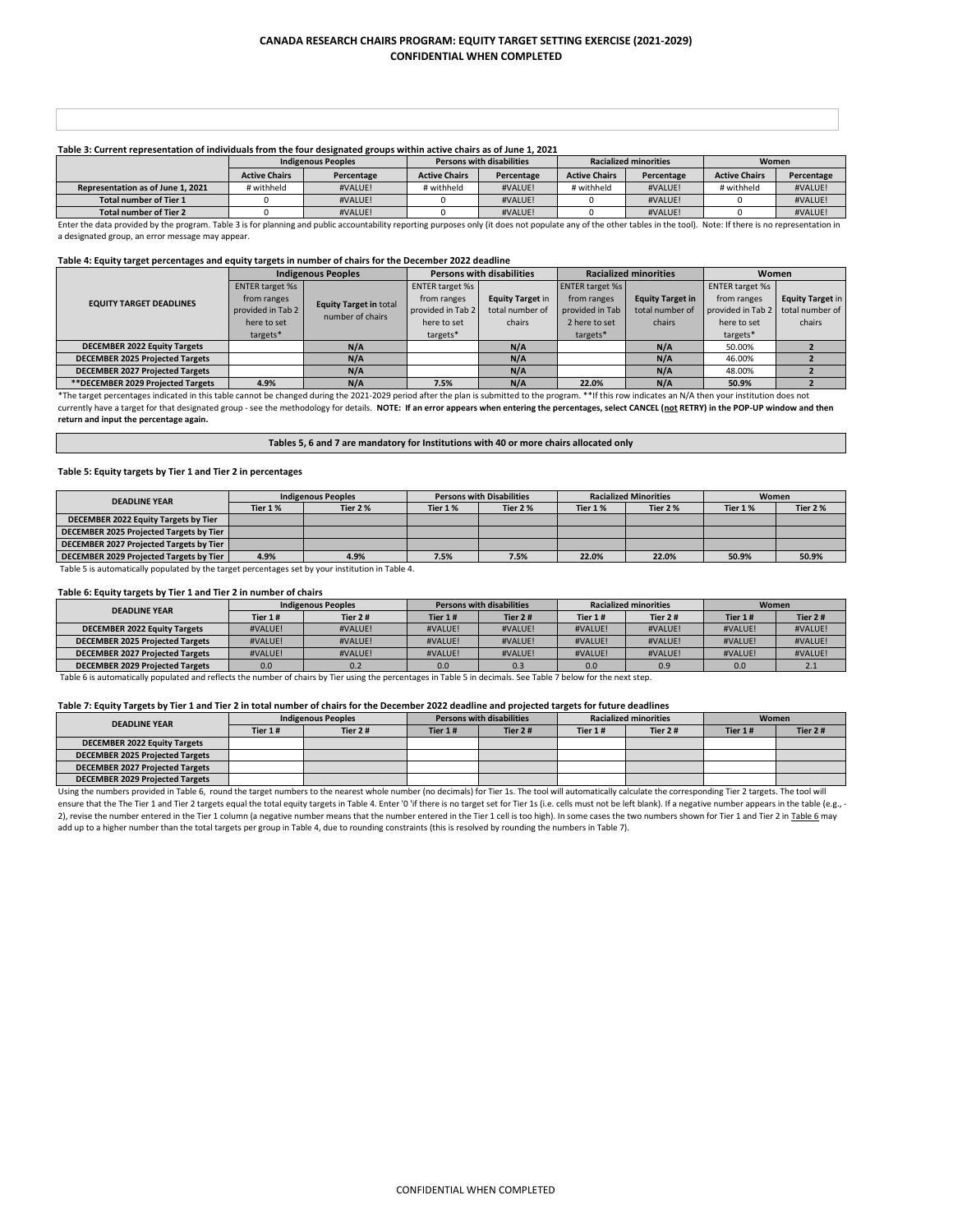# CANADA RESEARCH CHAIRS PROGRAM: EQUITY TARGET SETTING EXERCISE (2021-2029)

**CONFIDENTIAL WHEN COMPLETED**

**Table 3: Current representation of individuals from the four designated groups within active chairs as of June 1, 2021**

| | Indigenous Peoples | | Persons with disabilities | | Racialized minorities | | Women | |
|---|---|---|---|---|---|---|---|---|
| | Active Chairs | Percentage | Active Chairs | Percentage | Active Chairs | Percentage | Active Chairs | Percentage |
| Representation as of June 1, 2021 | # withheld | #VALUE! | # withheld | #VALUE! | # withheld | #VALUE! | # withheld | #VALUE! |
| Total number of Tier 1 | 0 | #VALUE! | 0 | #VALUE! | 0 | #VALUE! | 0 | #VALUE! |
| Total number of Tier 2 | 0 | #VALUE! | 0 | #VALUE! | 0 | #VALUE! | 0 | #VALUE! |

Enter the data provided by the program. Table 3 is for planning and public accountability reporting purposes only (it does not populate any of the other tables in the tool). Note: If there is no representation in a designated group, an error message may appear.

**Table 4: Equity target percentages and equity targets in number of chairs for the December 2022 deadline**

| | Indigenous Peoples | | Persons with disabilities | | Racialized minorities | | Women | |
|---|---|---|---|---|---|---|---|---|
| EQUITY TARGET DEADLINES | ENTER target %s from ranges provided in Tab 2 here to set targets* | Equity Target in total number of chairs | ENTER target %s from ranges provided in Tab 2 here to set targets* | Equity Target in total number of chairs | ENTER target %s from ranges provided in Tab 2 here to set targets* | Equity Target in total number of chairs | ENTER target %s from ranges provided in Tab 2 here to set targets* | Equity Target in total number of chairs |
| DECEMBER 2022 Equity Targets | | N/A | | N/A | | N/A | 50.00% | 2 |
| DECEMBER 2025 Projected Targets | | N/A | | N/A | | N/A | 46.00% | 2 |
| DECEMBER 2027 Projected Targets | | N/A | | N/A | | N/A | 48.00% | 2 |
| **DECEMBER 2029 Projected Targets | 4.9% | N/A | 7.5% | N/A | 22.0% | N/A | 50.9% | 2 |

*The target percentages indicated in this table cannot be changed during the 2021-2029 period after the plan is submitted to the program. **If this row indicates an N/A then your institution does not currently have a target for that designated group - see the methodology for details. **NOTE: If an error appears when entering the percentages, select CANCEL (not RETRY) in the POP-UP window and then return and input the percentage again.**

**Tables 5, 6 and 7 are mandatory for Institutions with 40 or more chairs allocated only**

**Table 5: Equity targets by Tier 1 and Tier 2 in percentages**

| DEADLINE YEAR | Indigenous Peoples | | Persons with Disabilities | | Racialized Minorities | | Women | |
|---|---|---|---|---|---|---|---|---|
| | Tier 1 % | Tier 2 % | Tier 1 % | Tier 2 % | Tier 1 % | Tier 2 % | Tier 1 % | Tier 2 % |
| DECEMBER 2022 Equity Targets by Tier | | | | | | | | |
| DECEMBER 2025 Projected Targets by Tier | | | | | | | | |
| DECEMBER 2027 Projected Targets by Tier | | | | | | | | |
| DECEMBER 2029 Projected Targets by Tier | 4.9% | 4.9% | 7.5% | 7.5% | 22.0% | 22.0% | 50.9% | 50.9% |

Table 5 is automatically populated by the target percentages set by your institution in Table 4.

**Table 6: Equity targets by Tier 1 and Tier 2 in number of chairs**

| DEADLINE YEAR | Indigenous Peoples | | Persons with disabilities | | Racialized minorities | | Women | |
|---|---|---|---|---|---|---|---|---|
| | Tier 1 # | Tier 2 # | Tier 1 # | Tier 2 # | Tier 1 # | Tier 2 # | Tier 1 # | Tier 2 # |
| DECEMBER 2022 Equity Targets | #VALUE! | #VALUE! | #VALUE! | #VALUE! | #VALUE! | #VALUE! | #VALUE! | #VALUE! |
| DECEMBER 2025 Projected Targets | #VALUE! | #VALUE! | #VALUE! | #VALUE! | #VALUE! | #VALUE! | #VALUE! | #VALUE! |
| DECEMBER 2027 Projected Targets | #VALUE! | #VALUE! | #VALUE! | #VALUE! | #VALUE! | #VALUE! | #VALUE! | #VALUE! |
| DECEMBER 2029 Projected Targets | 0.0 | 0.2 | 0.0 | 0.3 | 0.0 | 0.9 | 0.0 | 2.1 |

Table 6 is automatically populated and reflects the number of chairs by Tier using the percentages in Table 5 in decimals. See Table 7 below for the next step.

**Table 7: Equity Targets by Tier 1 and Tier 2 in total number of chairs for the December 2022 deadline and projected targets for future deadlines**

| DEADLINE YEAR | Indigenous Peoples | | Persons with disabilities | | Racialized minorities | | Women | |
|---|---|---|---|---|---|---|---|---|
| | Tier 1 # | Tier 2 # | Tier 1 # | Tier 2 # | Tier 1 # | Tier 2 # | Tier 1 # | Tier 2 # |
| DECEMBER 2022 Equity Targets | | | | | | | | |
| DECEMBER 2025 Projected Targets | | | | | | | | |
| DECEMBER 2027 Projected Targets | | | | | | | | |
| DECEMBER 2029 Projected Targets | | | | | | | | |

Using the numbers provided in Table 6, round the target numbers to the nearest whole number (no decimals) for Tier 1s. The tool will automatically calculate the corresponding Tier 2 targets. The tool will ensure that the The Tier 1 and Tier 2 targets equal the total equity targets in Table 4. Enter '0 'if there is no target set for Tier 1s (i.e. cells must not be left blank). If a negative number appears in the table (e.g., -2), revise the number entered in the Tier 1 column (a negative number means that the number entered in the Tier 1 cell is too high). In some cases the two numbers shown for Tier 1 and Tier 2 in Table 6 may add up to a higher number than the total targets per group in Table 4, due to rounding constraints (this is resolved by rounding the numbers in Table 7).